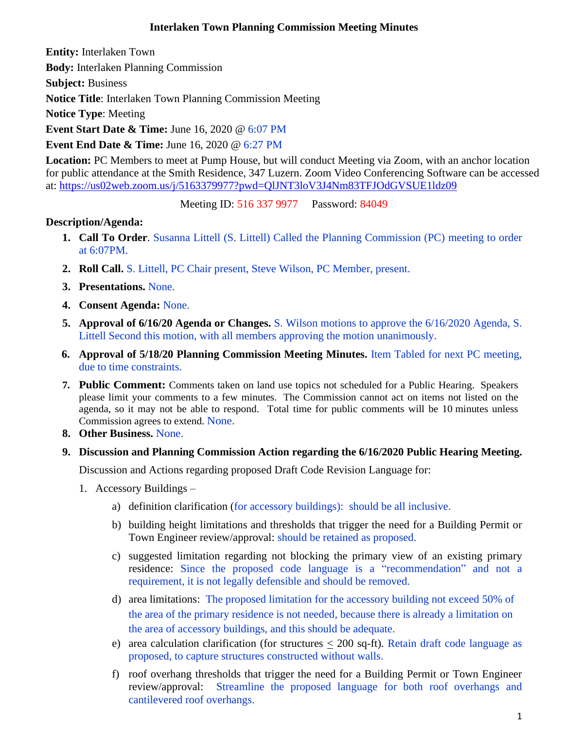# Interlaken Town Planning Commission Meeting Minutes

**Entity:** Interlaken Town

**Body:** Interlaken Planning Commission

**Subject:** Business

**Notice Title**: Interlaken Town Planning Commission Meeting

**Notice Type**: Meeting

**Event Start Date & Time:** June 16, 2020 @ 6:07 PM

**Event End Date & Time:** June 16, 2020 @ 6:27 PM

**Location:** PC Members to meet at Pump House, but will conduct Meeting via Zoom, with an anchor location for public attendance at the Smith Residence, 347 Luzern. Zoom Video Conferencing Software can be accessed at: https://us02web.zoom.us/j/5163379977?pwd=QlJNT3loV3J4Nm83TFJOdGVSUE1ldz09

Meeting ID: 516 337 9977 Password: 84049

**Description/Agenda:**

1. **Call To Order**. Susanna Littell (S. Littell) Called the Planning Commission (PC) meeting to order at 6:07PM.
2. **Roll Call.** S. Littell, PC Chair present, Steve Wilson, PC Member, present.
3. **Presentations.** None.
4. **Consent Agenda:** None.
5. **Approval of 6/16/20 Agenda or Changes.** S. Wilson motions to approve the 6/16/2020 Agenda, S. Littell Second this motion, with all members approving the motion unanimously.
6. **Approval of 5/18/20 Planning Commission Meeting Minutes.** Item Tabled for next PC meeting, due to time constraints.
7. **Public Comment:** Comments taken on land use topics not scheduled for a Public Hearing. Speakers please limit your comments to a few minutes. The Commission cannot act on items not listed on the agenda, so it may not be able to respond. Total time for public comments will be 10 minutes unless Commission agrees to extend. None.
8. **Other Business.** None.
9. **Discussion and Planning Commission Action regarding the 6/16/2020 Public Hearing Meeting.**

   Discussion and Actions regarding proposed Draft Code Revision Language for:

   1. Accessory Buildings –
      a) definition clarification (for accessory buildings): should be all inclusive.
      b) building height limitations and thresholds that trigger the need for a Building Permit or Town Engineer review/approval: should be retained as proposed.
      c) suggested limitation regarding not blocking the primary view of an existing primary residence: Since the proposed code language is a "recommendation" and not a requirement, it is not legally defensible and should be removed.
      d) area limitations: The proposed limitation for the accessory building not exceed 50% of the area of the primary residence is not needed, because there is already a limitation on the area of accessory buildings, and this should be adequate.
      e) area calculation clarification (for structures $\leq$ 200 sq-ft). Retain draft code language as proposed, to capture structures constructed without walls.
      f) roof overhang thresholds that trigger the need for a Building Permit or Town Engineer review/approval: Streamline the proposed language for both roof overhangs and cantilevered roof overhangs.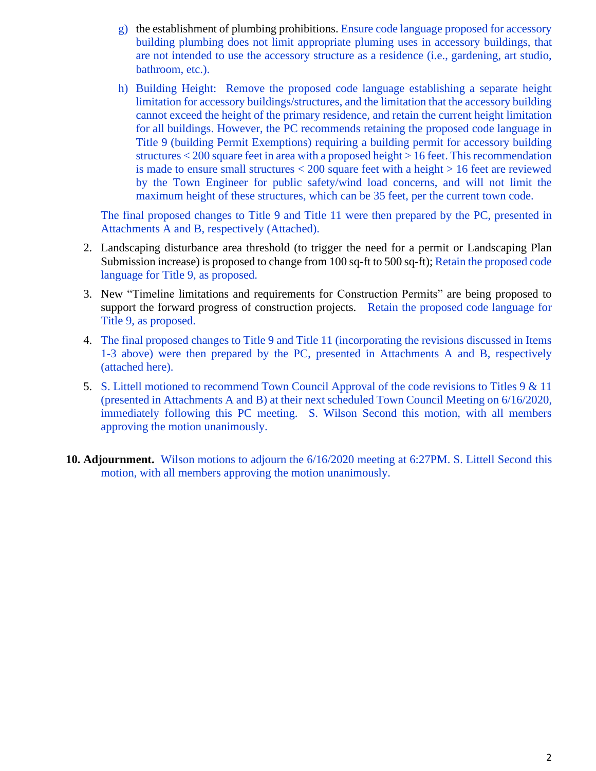g) the establishment of plumbing prohibitions. Ensure code language proposed for accessory building plumbing does not limit appropriate pluming uses in accessory buildings, that are not intended to use the accessory structure as a residence (i.e., gardening, art studio, bathroom, etc.).

h) Building Height: Remove the proposed code language establishing a separate height limitation for accessory buildings/structures, and the limitation that the accessory building cannot exceed the height of the primary residence, and retain the current height limitation for all buildings. However, the PC recommends retaining the proposed code language in Title 9 (building Permit Exemptions) requiring a building permit for accessory building structures < 200 square feet in area with a proposed height > 16 feet. This recommendation is made to ensure small structures < 200 square feet with a height > 16 feet are reviewed by the Town Engineer for public safety/wind load concerns, and will not limit the maximum height of these structures, which can be 35 feet, per the current town code.

The final proposed changes to Title 9 and Title 11 were then prepared by the PC, presented in Attachments A and B, respectively (Attached).

2. Landscaping disturbance area threshold (to trigger the need for a permit or Landscaping Plan Submission increase) is proposed to change from 100 sq-ft to 500 sq-ft); Retain the proposed code language for Title 9, as proposed.

3. New "Timeline limitations and requirements for Construction Permits" are being proposed to support the forward progress of construction projects. Retain the proposed code language for Title 9, as proposed.

4. The final proposed changes to Title 9 and Title 11 (incorporating the revisions discussed in Items 1-3 above) were then prepared by the PC, presented in Attachments A and B, respectively (attached here).

5. S. Littell motioned to recommend Town Council Approval of the code revisions to Titles 9 & 11 (presented in Attachments A and B) at their next scheduled Town Council Meeting on 6/16/2020, immediately following this PC meeting. S. Wilson Second this motion, with all members approving the motion unanimously.

**10. Adjournment.** Wilson motions to adjourn the 6/16/2020 meeting at 6:27PM. S. Littell Second this motion, with all members approving the motion unanimously.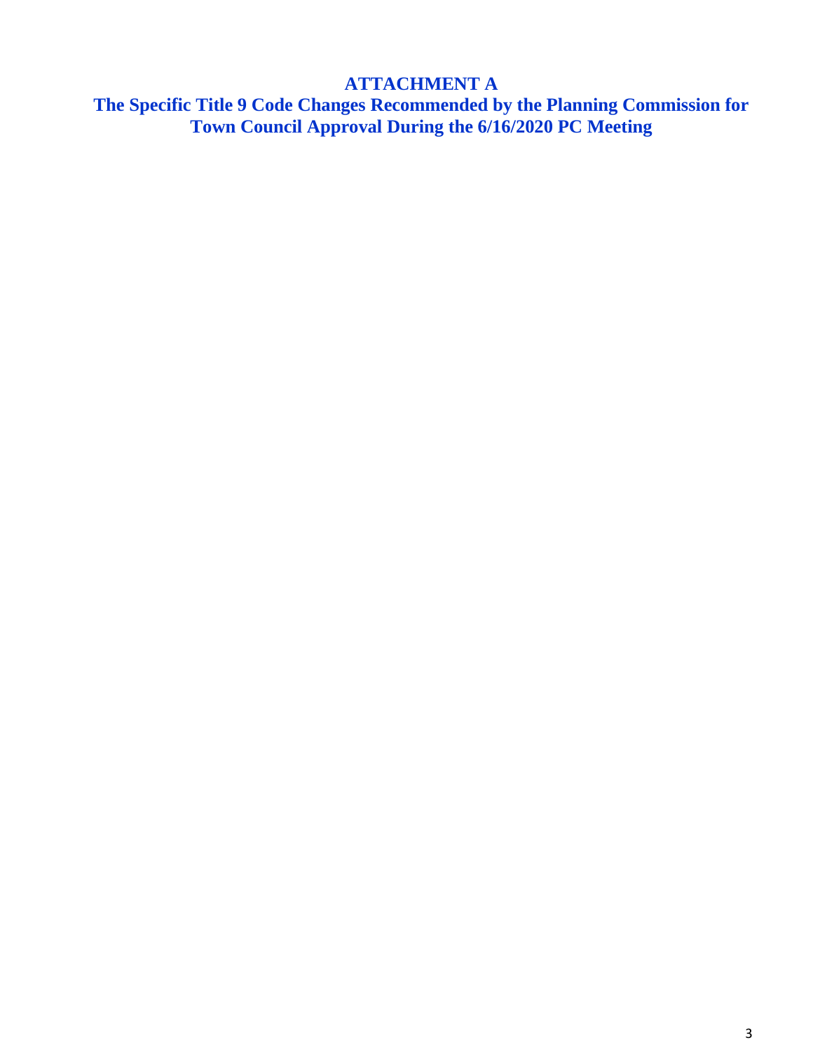# ATTACHMENT A

## The Specific Title 9 Code Changes Recommended by the Planning Commission for Town Council Approval During the 6/16/2020 PC Meeting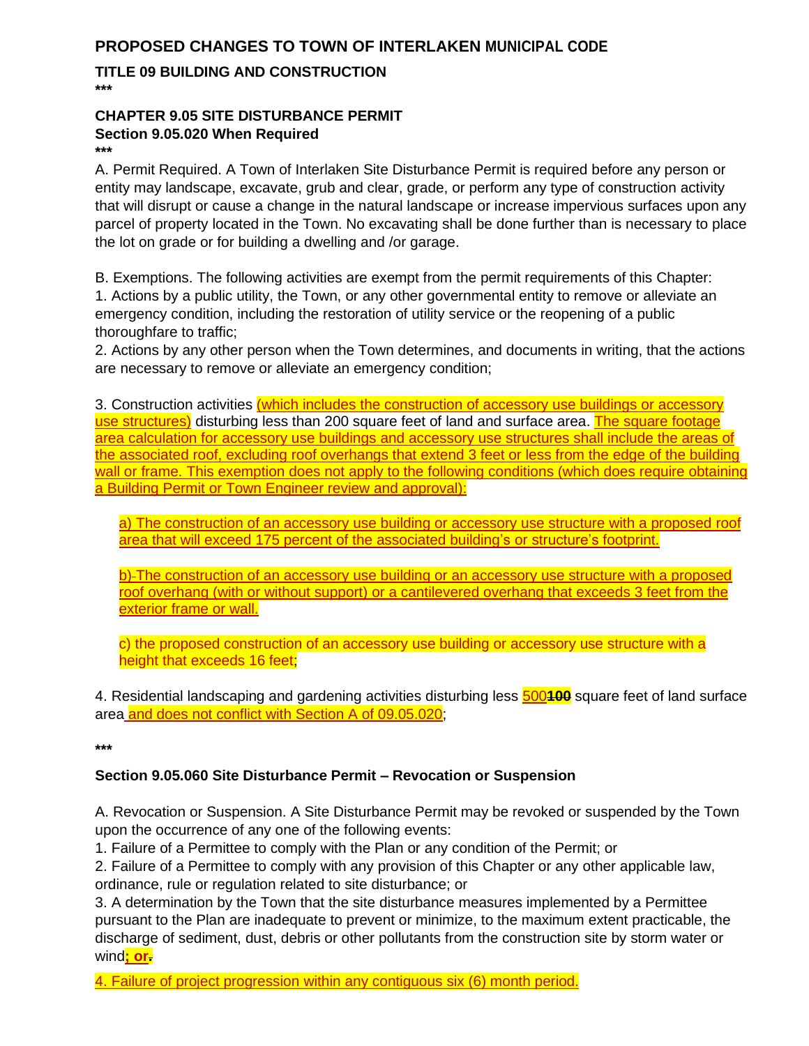## PROPOSED CHANGES TO TOWN OF INTERLAKEN MUNICIPAL CODE

### TITLE 09 BUILDING AND CONSTRUCTION

\*\*\*

### CHAPTER 9.05 SITE DISTURBANCE PERMIT

### Section 9.05.020 When Required

\*\*\*

A. Permit Required. A Town of Interlaken Site Disturbance Permit is required before any person or entity may landscape, excavate, grub and clear, grade, or perform any type of construction activity that will disrupt or cause a change in the natural landscape or increase impervious surfaces upon any parcel of property located in the Town. No excavating shall be done further than is necessary to place the lot on grade or for building a dwelling and /or garage.

B. Exemptions. The following activities are exempt from the permit requirements of this Chapter:

1. Actions by a public utility, the Town, or any other governmental entity to remove or alleviate an emergency condition, including the restoration of utility service or the reopening of a public thoroughfare to traffic;
2. Actions by any other person when the Town determines, and documents in writing, that the actions are necessary to remove or alleviate an emergency condition;
3. Construction activities (which includes the construction of accessory use buildings or accessory use structures) disturbing less than 200 square feet of land and surface area. The square footage area calculation for accessory use buildings and accessory use structures shall include the areas of the associated roof, excluding roof overhangs that extend 3 feet or less from the edge of the building wall or frame. This exemption does not apply to the following conditions (which does require obtaining a Building Permit or Town Engineer review and approval):

   a) The construction of an accessory use building or accessory use structure with a proposed roof area that will exceed 175 percent of the associated building's or structure's footprint.

   b) The construction of an accessory use building or an accessory use structure with a proposed roof overhang (with or without support) or a cantilevered overhang that exceeds 3 feet from the exterior frame or wall.

   c) the proposed construction of an accessory use building or accessory use structure with a height that exceeds 16 feet;

4. Residential landscaping and gardening activities disturbing less 500~~100~~ square feet of land surface area and does not conflict with Section A of 09.05.020;

\*\*\*

### Section 9.05.060 Site Disturbance Permit – Revocation or Suspension

A. Revocation or Suspension. A Site Disturbance Permit may be revoked or suspended by the Town upon the occurrence of any one of the following events:

1. Failure of a Permittee to comply with the Plan or any condition of the Permit; or
2. Failure of a Permittee to comply with any provision of this Chapter or any other applicable law, ordinance, rule or regulation related to site disturbance; or
3. A determination by the Town that the site disturbance measures implemented by a Permittee pursuant to the Plan are inadequate to prevent or minimize, to the maximum extent practicable, the discharge of sediment, dust, debris or other pollutants from the construction site by storm water or wind**; or**~~.~~
4. Failure of project progression within any contiguous six (6) month period.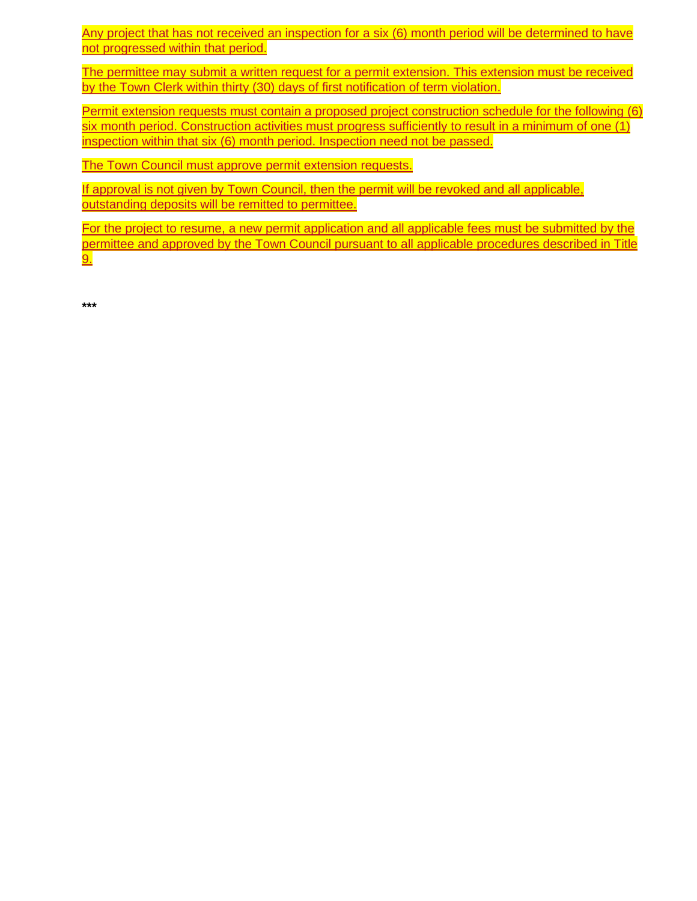Any project that has not received an inspection for a six (6) month period will be determined to have not progressed within that period.

The permittee may submit a written request for a permit extension. This extension must be received by the Town Clerk within thirty (30) days of first notification of term violation.

Permit extension requests must contain a proposed project construction schedule for the following (6) six month period. Construction activities must progress sufficiently to result in a minimum of one (1) inspection within that six (6) month period. Inspection need not be passed.

The Town Council must approve permit extension requests.

If approval is not given by Town Council, then the permit will be revoked and all applicable, outstanding deposits will be remitted to permittee.

For the project to resume, a new permit application and all applicable fees must be submitted by the permittee and approved by the Town Council pursuant to all applicable procedures described in Title 9.

**\*\*\***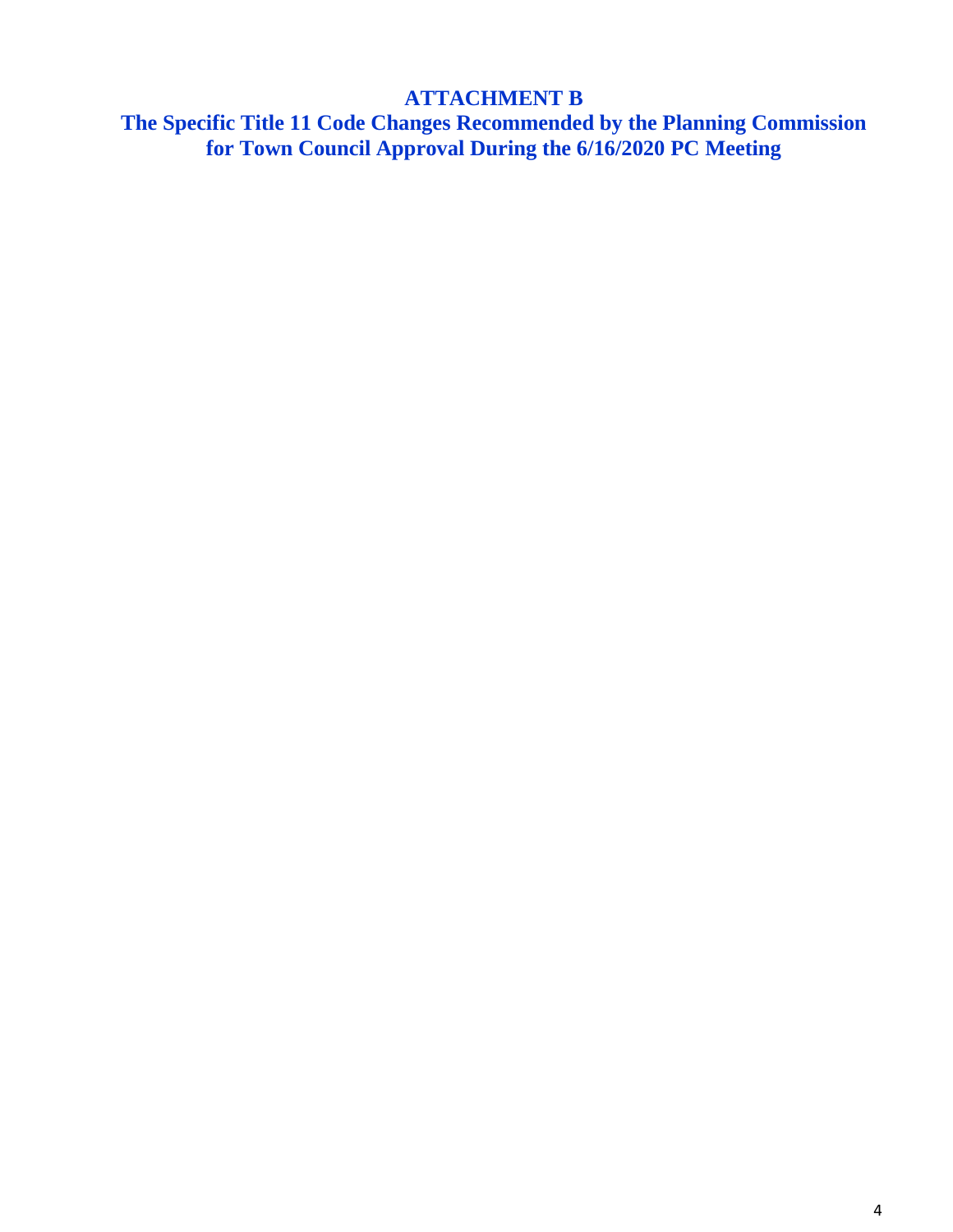# ATTACHMENT B

## The Specific Title 11 Code Changes Recommended by the Planning Commission for Town Council Approval During the 6/16/2020 PC Meeting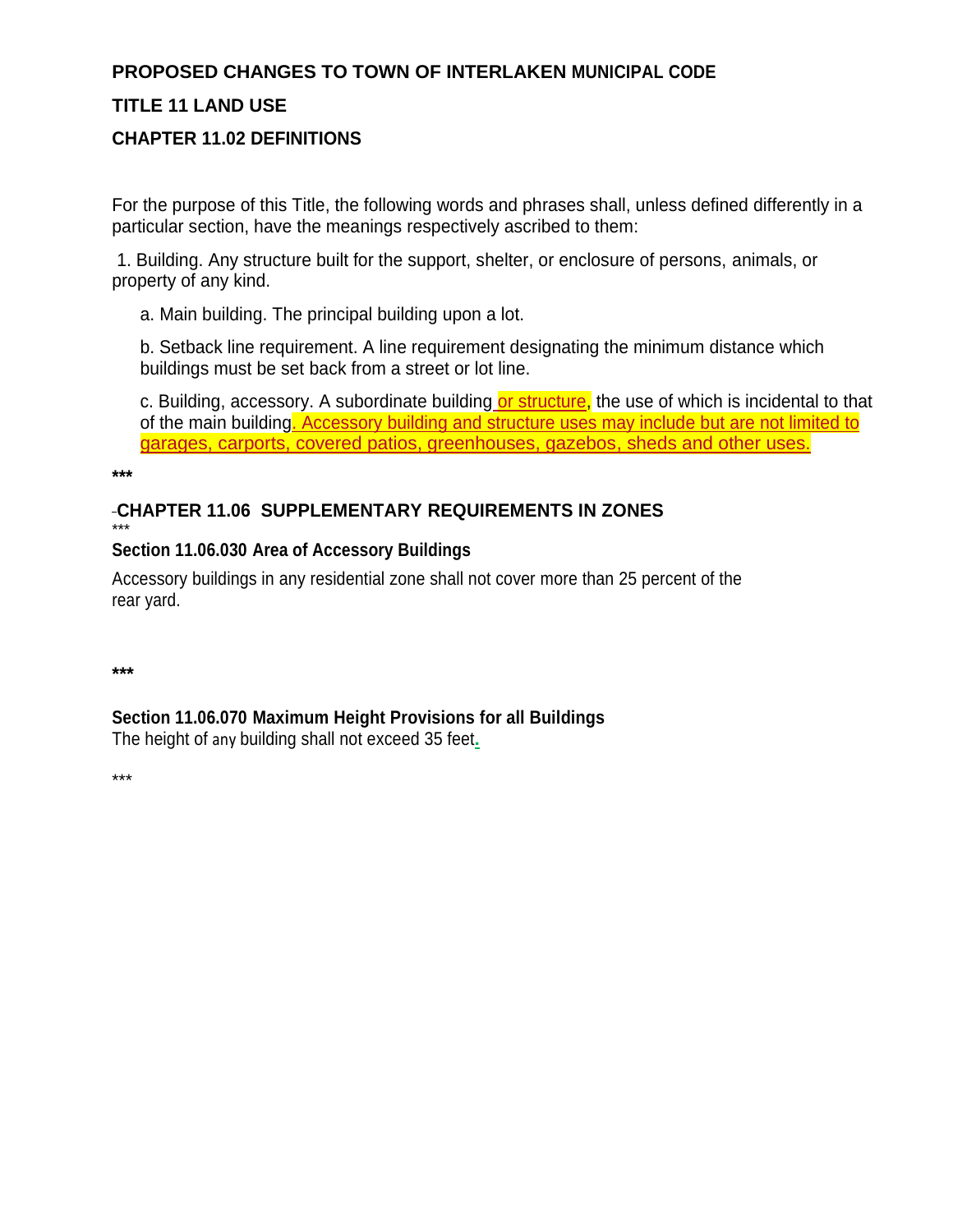**PROPOSED CHANGES TO TOWN OF INTERLAKEN MUNICIPAL CODE**

**TITLE 11 LAND USE**

**CHAPTER 11.02 DEFINITIONS**

For the purpose of this Title, the following words and phrases shall, unless defined differently in a particular section, have the meanings respectively ascribed to them:

1. Building. Any structure built for the support, shelter, or enclosure of persons, animals, or property of any kind.

   a. Main building. The principal building upon a lot.

   b. Setback line requirement. A line requirement designating the minimum distance which buildings must be set back from a street or lot line.

   c. Building, accessory. A subordinate building or structure, the use of which is incidental to that of the main building. Accessory building and structure uses may include but are not limited to garages, carports, covered patios, greenhouses, gazebos, sheds and other uses.

***

**CHAPTER 11.06 SUPPLEMENTARY REQUIREMENTS IN ZONES**

***

**Section 11.06.030 Area of Accessory Buildings**

Accessory buildings in any residential zone shall not cover more than 25 percent of the rear yard.

***

**Section 11.06.070 Maximum Height Provisions for all Buildings**

The height of any building shall not exceed 35 feet.

***